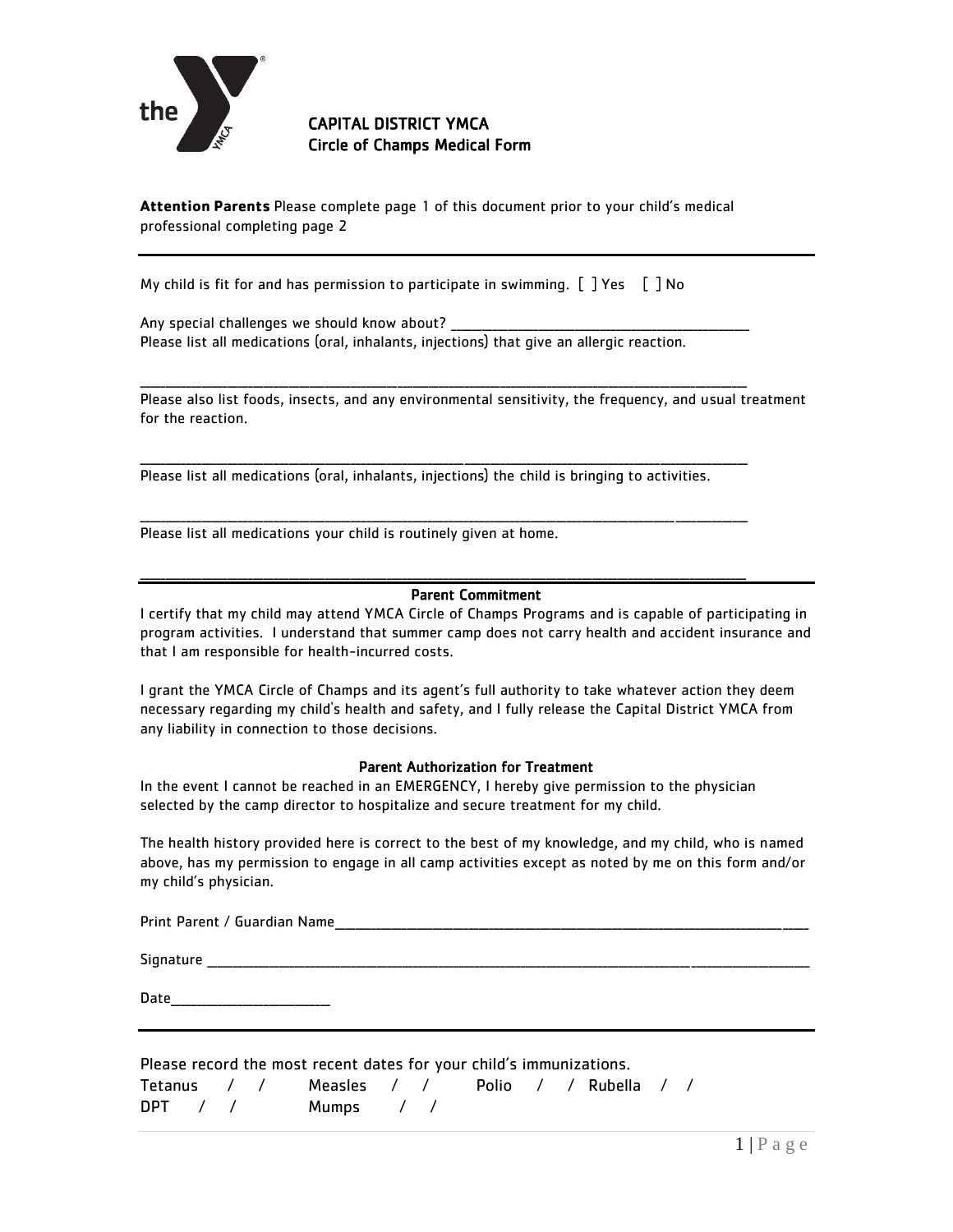# CAPITAL DISTRICT YMCA
## Circle of Champs Medical Form

**Attention Parents** Please complete page 1 of this document prior to your child's medical professional completing page 2

---

My child is fit for and has permission to participate in swimming. [ ] Yes [ ] No

Any special challenges we should know about? ________________________________________

Please list all medications (oral, inhalants, injections) that give an allergic reaction.

________________________________________________________________________________________

Please also list foods, insects, and any environmental sensitivity, the frequency, and usual treatment for the reaction.

________________________________________________________________________________________

Please list all medications (oral, inhalants, injections) the child is bringing to activities.

________________________________________________________________________________________

Please list all medications your child is routinely given at home.

________________________________________________________________________________________

### Parent Commitment

I certify that my child may attend YMCA Circle of Champs Programs and is capable of participating in program activities. I understand that summer camp does not carry health and accident insurance and that I am responsible for health-incurred costs.

I grant the YMCA Circle of Champs and its agent's full authority to take whatever action they deem necessary regarding my child's health and safety, and I fully release the Capital District YMCA from any liability in connection to those decisions.

### Parent Authorization for Treatment

In the event I cannot be reached in an EMERGENCY, I hereby give permission to the physician selected by the camp director to hospitalize and secure treatment for my child.

The health history provided here is correct to the best of my knowledge, and my child, who is named above, has my permission to engage in all camp activities except as noted by me on this form and/or my child's physician.

Print Parent / Guardian Name________________________________________________________________

Signature ________________________________________________________________________________

Date______________________

---

Please record the most recent dates for your child's immunizations.

Tetanus / / Measles / / Polio / / Rubella / /

DPT / / Mumps / /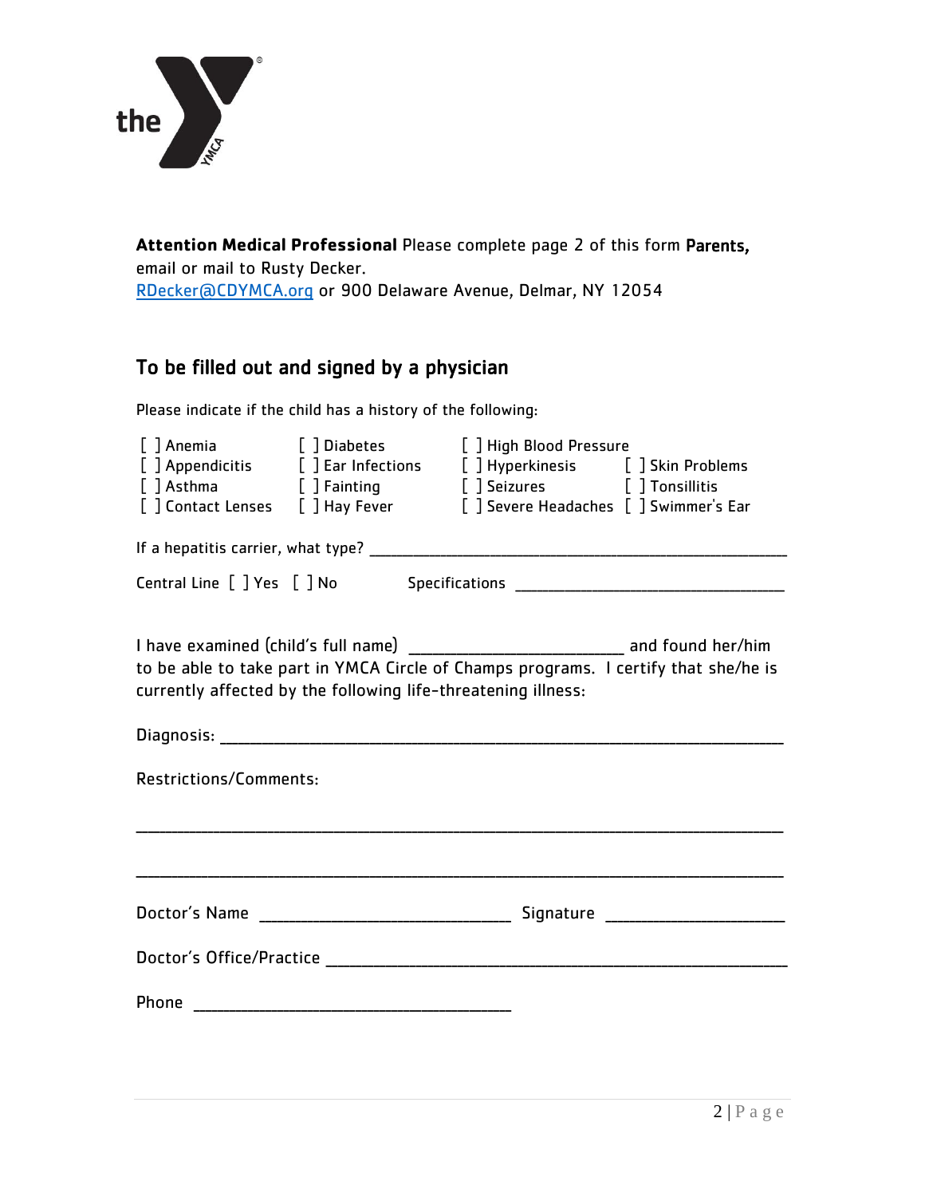**Attention Medical Professional** Please complete page 2 of this form **Parents,** email or mail to Rusty Decker.
RDecker@CDYMCA.org or 900 Delaware Avenue, Delmar, NY 12054

## To be filled out and signed by a physician

Please indicate if the child has a history of the following:

| | | | |
|---|---|---|---|
| [ ] Anemia | [ ] Diabetes | [ ] High Blood Pressure | |
| [ ] Appendicitis | [ ] Ear Infections | [ ] Hyperkinesis | [ ] Skin Problems |
| [ ] Asthma | [ ] Fainting | [ ] Seizures | [ ] Tonsillitis |
| [ ] Contact Lenses | [ ] Hay Fever | [ ] Severe Headaches | [ ] Swimmer's Ear |

If a hepatitis carrier, what type? ___________________________________________

Central Line [ ] Yes [ ] No Specifications ____________________________

I have examined (child's full name) ______________________ and found her/him to be able to take part in YMCA Circle of Champs programs. I certify that she/he is currently affected by the following life-threatening illness:

Diagnosis: ___________________________________________________________

Restrictions/Comments:

______________________________________________________________________

______________________________________________________________________

Doctor's Name ___________________________ Signature ___________________

Doctor's Office/Practice __________________________________________________

Phone __________________________________